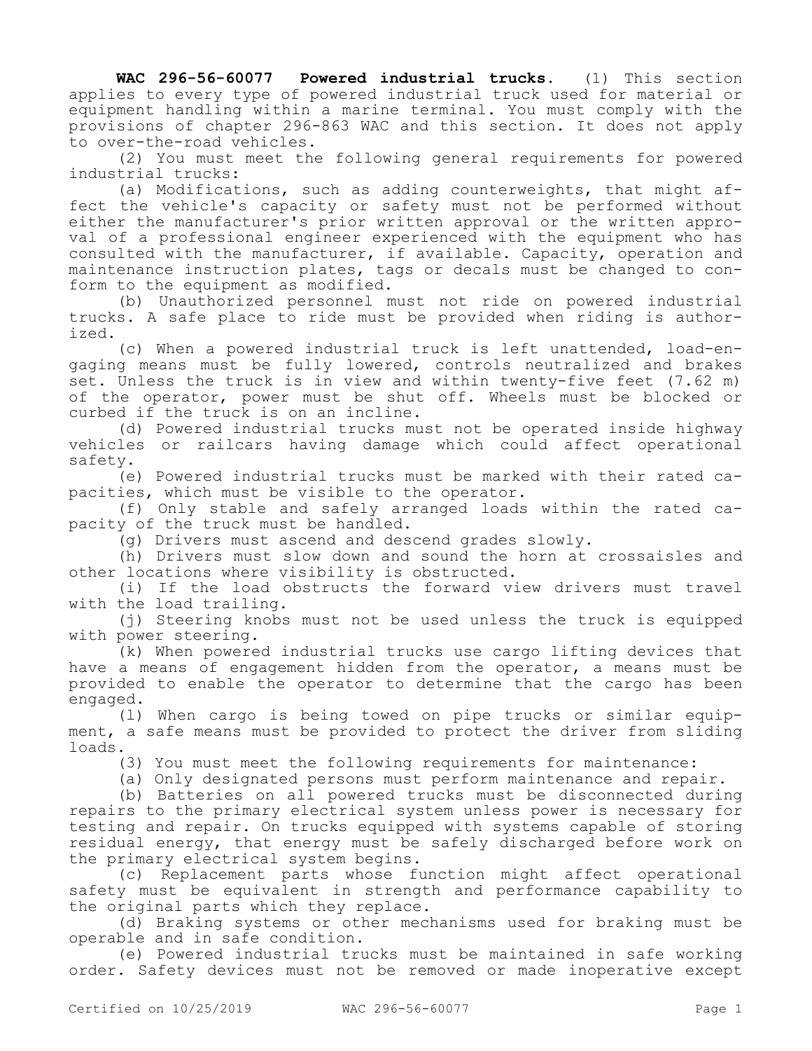**WAC 296-56-60077 Powered industrial trucks.** (1) This section applies to every type of powered industrial truck used for material or equipment handling within a marine terminal. You must comply with the provisions of chapter 296-863 WAC and this section. It does not apply to over-the-road vehicles.

(2) You must meet the following general requirements for powered industrial trucks:

(a) Modifications, such as adding counterweights, that might affect the vehicle's capacity or safety must not be performed without either the manufacturer's prior written approval or the written approval of a professional engineer experienced with the equipment who has consulted with the manufacturer, if available. Capacity, operation and maintenance instruction plates, tags or decals must be changed to conform to the equipment as modified.

(b) Unauthorized personnel must not ride on powered industrial trucks. A safe place to ride must be provided when riding is authorized.

(c) When a powered industrial truck is left unattended, load-engaging means must be fully lowered, controls neutralized and brakes set. Unless the truck is in view and within twenty-five feet (7.62 m) of the operator, power must be shut off. Wheels must be blocked or curbed if the truck is on an incline.

(d) Powered industrial trucks must not be operated inside highway vehicles or railcars having damage which could affect operational safety.

(e) Powered industrial trucks must be marked with their rated capacities, which must be visible to the operator.

(f) Only stable and safely arranged loads within the rated capacity of the truck must be handled.

(g) Drivers must ascend and descend grades slowly.

(h) Drivers must slow down and sound the horn at crossaisles and other locations where visibility is obstructed.

(i) If the load obstructs the forward view drivers must travel with the load trailing.

(j) Steering knobs must not be used unless the truck is equipped with power steering.

(k) When powered industrial trucks use cargo lifting devices that have a means of engagement hidden from the operator, a means must be provided to enable the operator to determine that the cargo has been engaged.

(l) When cargo is being towed on pipe trucks or similar equipment, a safe means must be provided to protect the driver from sliding loads.

(3) You must meet the following requirements for maintenance:

(a) Only designated persons must perform maintenance and repair.

(b) Batteries on all powered trucks must be disconnected during repairs to the primary electrical system unless power is necessary for testing and repair. On trucks equipped with systems capable of storing residual energy, that energy must be safely discharged before work on the primary electrical system begins.

(c) Replacement parts whose function might affect operational safety must be equivalent in strength and performance capability to the original parts which they replace.

(d) Braking systems or other mechanisms used for braking must be operable and in safe condition.

(e) Powered industrial trucks must be maintained in safe working order. Safety devices must not be removed or made inoperative except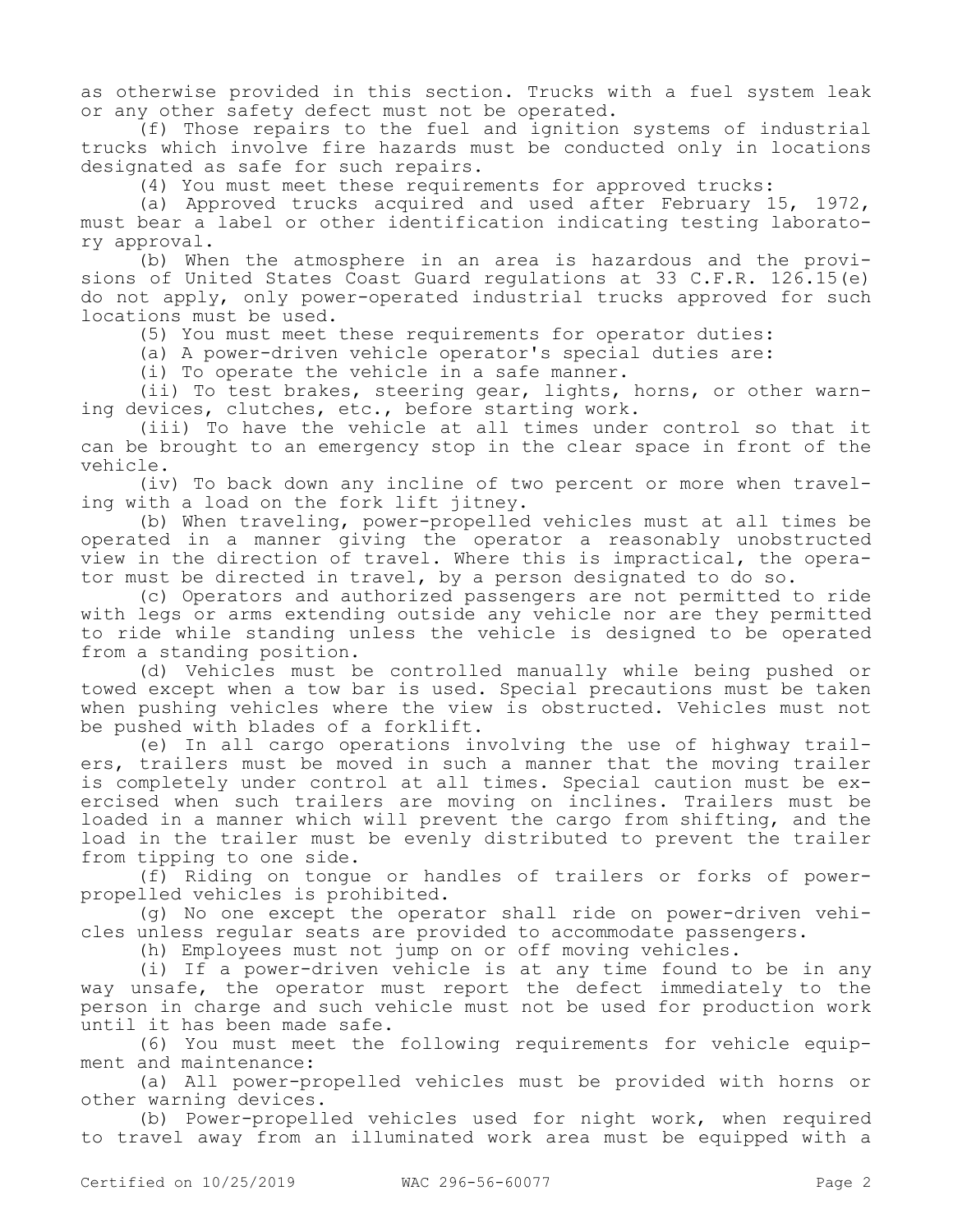as otherwise provided in this section. Trucks with a fuel system leak or any other safety defect must not be operated.

(f) Those repairs to the fuel and ignition systems of industrial trucks which involve fire hazards must be conducted only in locations designated as safe for such repairs.

(4) You must meet these requirements for approved trucks:

(a) Approved trucks acquired and used after February 15, 1972, must bear a label or other identification indicating testing laboratory approval.

(b) When the atmosphere in an area is hazardous and the provisions of United States Coast Guard regulations at 33 C.F.R. 126.15(e) do not apply, only power-operated industrial trucks approved for such locations must be used.

(5) You must meet these requirements for operator duties:

(a) A power-driven vehicle operator's special duties are:

(i) To operate the vehicle in a safe manner.

(ii) To test brakes, steering gear, lights, horns, or other warning devices, clutches, etc., before starting work.

(iii) To have the vehicle at all times under control so that it can be brought to an emergency stop in the clear space in front of the vehicle.

(iv) To back down any incline of two percent or more when traveling with a load on the fork lift jitney.

(b) When traveling, power-propelled vehicles must at all times be operated in a manner giving the operator a reasonably unobstructed view in the direction of travel. Where this is impractical, the operator must be directed in travel, by a person designated to do so.

(c) Operators and authorized passengers are not permitted to ride with legs or arms extending outside any vehicle nor are they permitted to ride while standing unless the vehicle is designed to be operated from a standing position.

(d) Vehicles must be controlled manually while being pushed or towed except when a tow bar is used. Special precautions must be taken when pushing vehicles where the view is obstructed. Vehicles must not be pushed with blades of a forklift.

(e) In all cargo operations involving the use of highway trailers, trailers must be moved in such a manner that the moving trailer is completely under control at all times. Special caution must be exercised when such trailers are moving on inclines. Trailers must be loaded in a manner which will prevent the cargo from shifting, and the load in the trailer must be evenly distributed to prevent the trailer from tipping to one side.

(f) Riding on tongue or handles of trailers or forks of power-propelled vehicles is prohibited.

(g) No one except the operator shall ride on power-driven vehicles unless regular seats are provided to accommodate passengers.

(h) Employees must not jump on or off moving vehicles.

(i) If a power-driven vehicle is at any time found to be in any way unsafe, the operator must report the defect immediately to the person in charge and such vehicle must not be used for production work until it has been made safe.

(6) You must meet the following requirements for vehicle equipment and maintenance:

(a) All power-propelled vehicles must be provided with horns or other warning devices.

(b) Power-propelled vehicles used for night work, when required to travel away from an illuminated work area must be equipped with a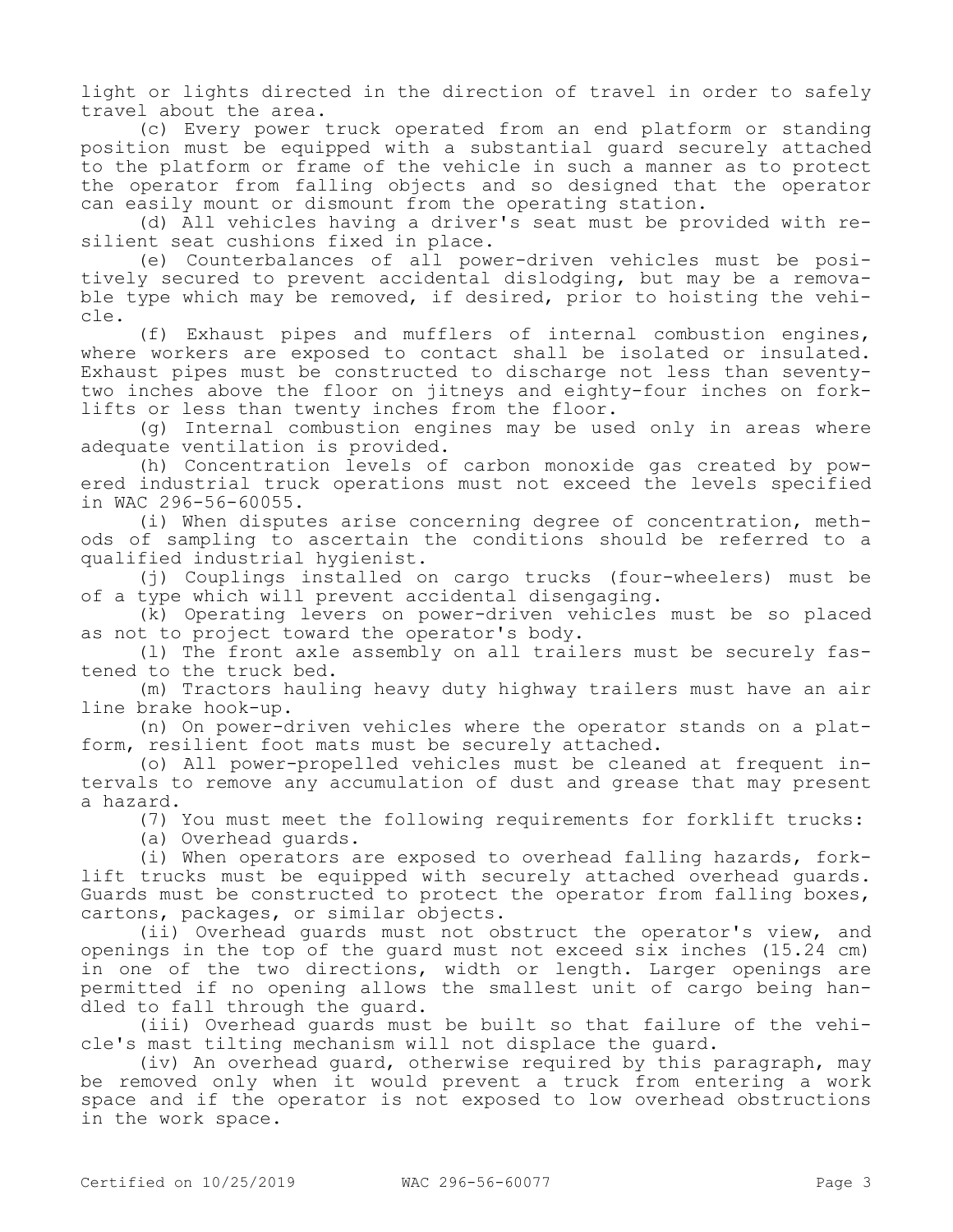light or lights directed in the direction of travel in order to safely travel about the area.

(c) Every power truck operated from an end platform or standing position must be equipped with a substantial guard securely attached to the platform or frame of the vehicle in such a manner as to protect the operator from falling objects and so designed that the operator can easily mount or dismount from the operating station.

(d) All vehicles having a driver's seat must be provided with resilient seat cushions fixed in place.

(e) Counterbalances of all power-driven vehicles must be positively secured to prevent accidental dislodging, but may be a removable type which may be removed, if desired, prior to hoisting the vehicle.

(f) Exhaust pipes and mufflers of internal combustion engines, where workers are exposed to contact shall be isolated or insulated. Exhaust pipes must be constructed to discharge not less than seventy-two inches above the floor on jitneys and eighty-four inches on forklifts or less than twenty inches from the floor.

(g) Internal combustion engines may be used only in areas where adequate ventilation is provided.

(h) Concentration levels of carbon monoxide gas created by powered industrial truck operations must not exceed the levels specified in WAC 296-56-60055.

(i) When disputes arise concerning degree of concentration, methods of sampling to ascertain the conditions should be referred to a qualified industrial hygienist.

(j) Couplings installed on cargo trucks (four-wheelers) must be of a type which will prevent accidental disengaging.

(k) Operating levers on power-driven vehicles must be so placed as not to project toward the operator's body.

(l) The front axle assembly on all trailers must be securely fastened to the truck bed.

(m) Tractors hauling heavy duty highway trailers must have an air line brake hook-up.

(n) On power-driven vehicles where the operator stands on a platform, resilient foot mats must be securely attached.

(o) All power-propelled vehicles must be cleaned at frequent intervals to remove any accumulation of dust and grease that may present a hazard.

(7) You must meet the following requirements for forklift trucks:

(a) Overhead guards.

(i) When operators are exposed to overhead falling hazards, forklift trucks must be equipped with securely attached overhead guards. Guards must be constructed to protect the operator from falling boxes, cartons, packages, or similar objects.

(ii) Overhead guards must not obstruct the operator's view, and openings in the top of the guard must not exceed six inches (15.24 cm) in one of the two directions, width or length. Larger openings are permitted if no opening allows the smallest unit of cargo being handled to fall through the guard.

(iii) Overhead guards must be built so that failure of the vehicle's mast tilting mechanism will not displace the guard.

(iv) An overhead guard, otherwise required by this paragraph, may be removed only when it would prevent a truck from entering a work space and if the operator is not exposed to low overhead obstructions in the work space.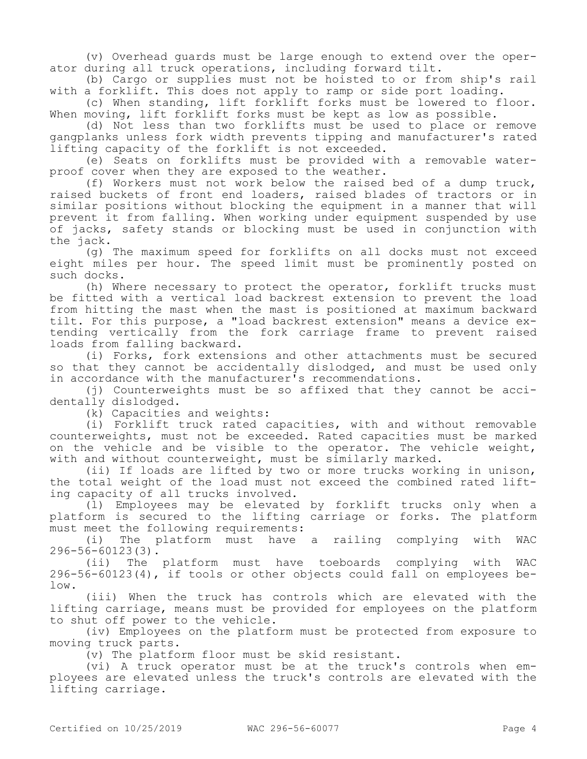(v) Overhead guards must be large enough to extend over the operator during all truck operations, including forward tilt.

(b) Cargo or supplies must not be hoisted to or from ship's rail with a forklift. This does not apply to ramp or side port loading.

(c) When standing, lift forklift forks must be lowered to floor. When moving, lift forklift forks must be kept as low as possible.

(d) Not less than two forklifts must be used to place or remove gangplanks unless fork width prevents tipping and manufacturer's rated lifting capacity of the forklift is not exceeded.

(e) Seats on forklifts must be provided with a removable waterproof cover when they are exposed to the weather.

(f) Workers must not work below the raised bed of a dump truck, raised buckets of front end loaders, raised blades of tractors or in similar positions without blocking the equipment in a manner that will prevent it from falling. When working under equipment suspended by use of jacks, safety stands or blocking must be used in conjunction with the jack.

(g) The maximum speed for forklifts on all docks must not exceed eight miles per hour. The speed limit must be prominently posted on such docks.

(h) Where necessary to protect the operator, forklift trucks must be fitted with a vertical load backrest extension to prevent the load from hitting the mast when the mast is positioned at maximum backward tilt. For this purpose, a "load backrest extension" means a device extending vertically from the fork carriage frame to prevent raised loads from falling backward.

(i) Forks, fork extensions and other attachments must be secured so that they cannot be accidentally dislodged, and must be used only in accordance with the manufacturer's recommendations.

(j) Counterweights must be so affixed that they cannot be accidentally dislodged.

(k) Capacities and weights:

(i) Forklift truck rated capacities, with and without removable counterweights, must not be exceeded. Rated capacities must be marked on the vehicle and be visible to the operator. The vehicle weight, with and without counterweight, must be similarly marked.

(ii) If loads are lifted by two or more trucks working in unison, the total weight of the load must not exceed the combined rated lifting capacity of all trucks involved.

(l) Employees may be elevated by forklift trucks only when a platform is secured to the lifting carriage or forks. The platform must meet the following requirements:

(i) The platform must have a railing complying with WAC 296-56-60123(3).

(ii) The platform must have toeboards complying with WAC 296-56-60123(4), if tools or other objects could fall on employees below.

(iii) When the truck has controls which are elevated with the lifting carriage, means must be provided for employees on the platform to shut off power to the vehicle.

(iv) Employees on the platform must be protected from exposure to moving truck parts.

(v) The platform floor must be skid resistant.

(vi) A truck operator must be at the truck's controls when employees are elevated unless the truck's controls are elevated with the lifting carriage.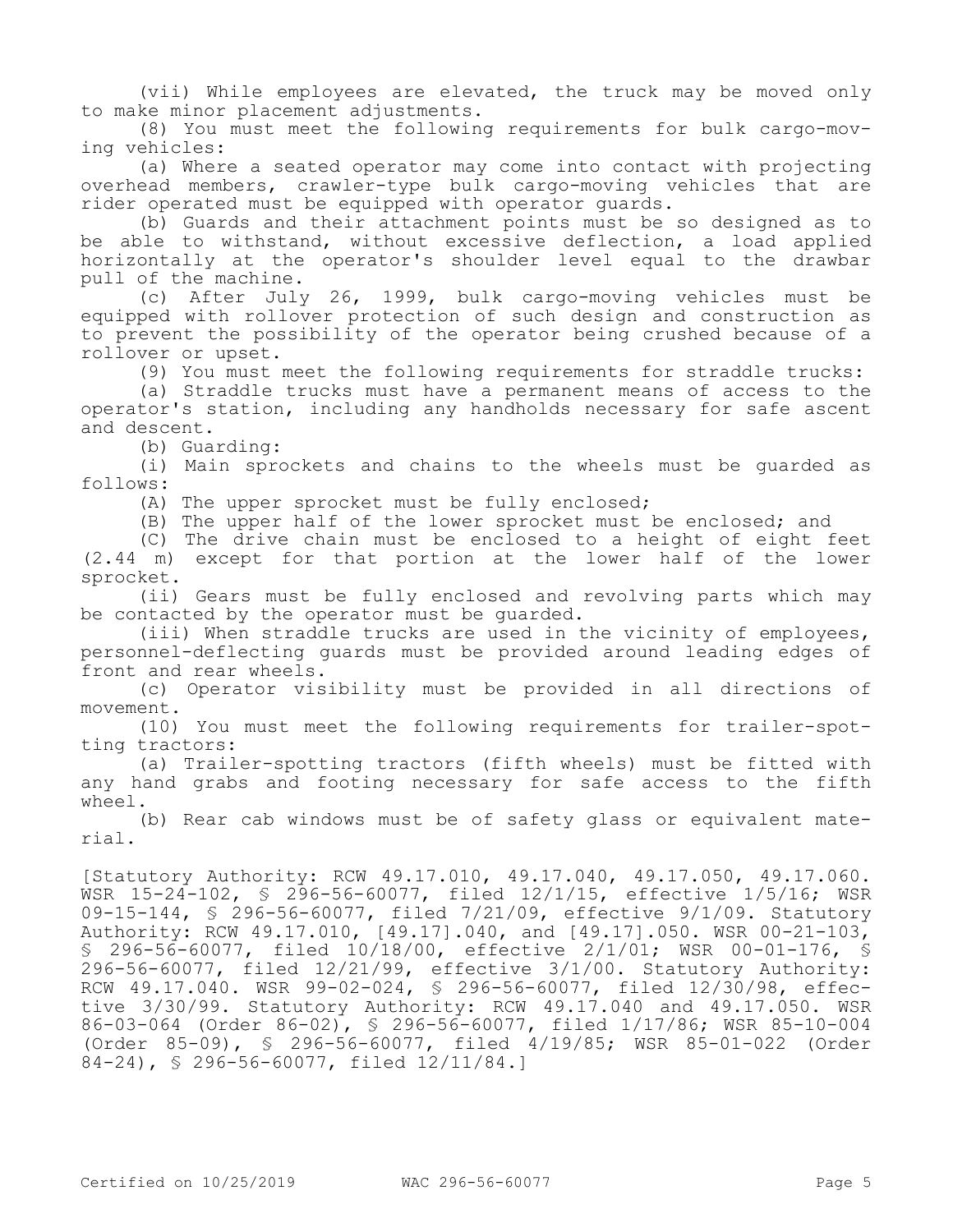(vii) While employees are elevated, the truck may be moved only to make minor placement adjustments.

(8) You must meet the following requirements for bulk cargo-moving vehicles:

(a) Where a seated operator may come into contact with projecting overhead members, crawler-type bulk cargo-moving vehicles that are rider operated must be equipped with operator guards.

(b) Guards and their attachment points must be so designed as to be able to withstand, without excessive deflection, a load applied horizontally at the operator's shoulder level equal to the drawbar pull of the machine.

(c) After July 26, 1999, bulk cargo-moving vehicles must be equipped with rollover protection of such design and construction as to prevent the possibility of the operator being crushed because of a rollover or upset.

(9) You must meet the following requirements for straddle trucks:

(a) Straddle trucks must have a permanent means of access to the operator's station, including any handholds necessary for safe ascent and descent.

(b) Guarding:

(i) Main sprockets and chains to the wheels must be guarded as follows:

(A) The upper sprocket must be fully enclosed;

(B) The upper half of the lower sprocket must be enclosed; and

(C) The drive chain must be enclosed to a height of eight feet (2.44 m) except for that portion at the lower half of the lower sprocket.

(ii) Gears must be fully enclosed and revolving parts which may be contacted by the operator must be guarded.

(iii) When straddle trucks are used in the vicinity of employees, personnel-deflecting guards must be provided around leading edges of front and rear wheels.

(c) Operator visibility must be provided in all directions of movement.

(10) You must meet the following requirements for trailer-spotting tractors:

(a) Trailer-spotting tractors (fifth wheels) must be fitted with any hand grabs and footing necessary for safe access to the fifth wheel.

(b) Rear cab windows must be of safety glass or equivalent material.

[Statutory Authority: RCW 49.17.010, 49.17.040, 49.17.050, 49.17.060. WSR 15-24-102, § 296-56-60077, filed 12/1/15, effective 1/5/16; WSR 09-15-144, § 296-56-60077, filed 7/21/09, effective 9/1/09. Statutory Authority: RCW 49.17.010, [49.17].040, and [49.17].050. WSR 00-21-103, § 296-56-60077, filed 10/18/00, effective 2/1/01; WSR 00-01-176, § 296-56-60077, filed 12/21/99, effective 3/1/00. Statutory Authority: RCW 49.17.040. WSR 99-02-024, § 296-56-60077, filed 12/30/98, effective 3/30/99. Statutory Authority: RCW 49.17.040 and 49.17.050. WSR 86-03-064 (Order 86-02), § 296-56-60077, filed 1/17/86; WSR 85-10-004 (Order 85-09), § 296-56-60077, filed 4/19/85; WSR 85-01-022 (Order 84-24), § 296-56-60077, filed 12/11/84.]